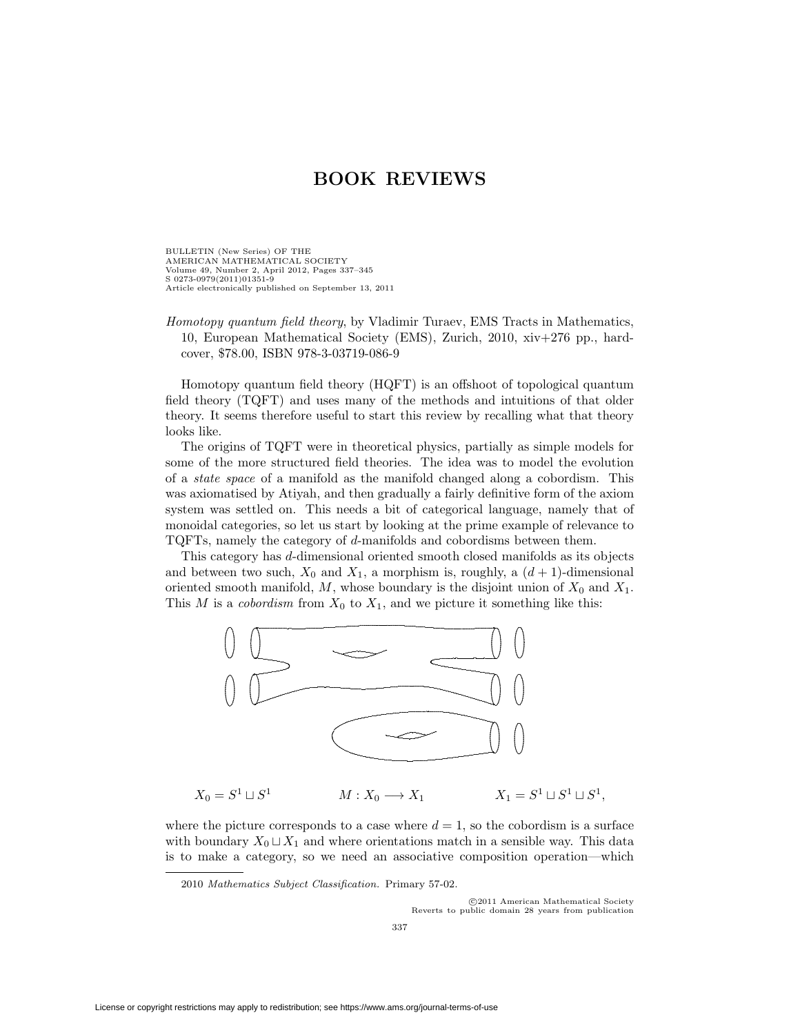# BOOK REVIEWS

BULLETIN (New Series) OF THE
AMERICAN MATHEMATICAL SOCIETY
Volume 49, Number 2, April 2012, Pages 337–345
S 0273-0979(2011)01351-9
Article electronically published on September 13, 2011

*Homotopy quantum field theory*, by Vladimir Turaev, EMS Tracts in Mathematics, 10, European Mathematical Society (EMS), Zurich, 2010, xiv+276 pp., hardcover, \$78.00, ISBN 978-3-03719-086-9

Homotopy quantum field theory (HQFT) is an offshoot of topological quantum field theory (TQFT) and uses many of the methods and intuitions of that older theory. It seems therefore useful to start this review by recalling what that theory looks like.

The origins of TQFT were in theoretical physics, partially as simple models for some of the more structured field theories. The idea was to model the evolution of a *state space* of a manifold as the manifold changed along a cobordism. This was axiomatised by Atiyah, and then gradually a fairly definitive form of the axiom system was settled on. This needs a bit of categorical language, namely that of monoidal categories, so let us start by looking at the prime example of relevance to TQFTs, namely the category of $d$-manifolds and cobordisms between them.

This category has $d$-dimensional oriented smooth closed manifolds as its objects and between two such, $X_0$ and $X_1$, a morphism is, roughly, a $(d+1)$-dimensional oriented smooth manifold, $M$, whose boundary is the disjoint union of $X_0$ and $X_1$. This $M$ is a *cobordism* from $X_0$ to $X_1$, and we picture it something like this:

$X_0 = S^1 \sqcup S^1$ $\qquad$ $M : X_0 \longrightarrow X_1$ $\qquad$ $X_1 = S^1 \sqcup S^1 \sqcup S^1,$

where the picture corresponds to a case where $d = 1$, so the cobordism is a surface with boundary $X_0 \sqcup X_1$ and where orientations match in a sensible way. This data is to make a category, so we need an associative composition operation—which

2010 *Mathematics Subject Classification.* Primary 57-02.

©2011 American Mathematical Society
Reverts to public domain 28 years from publication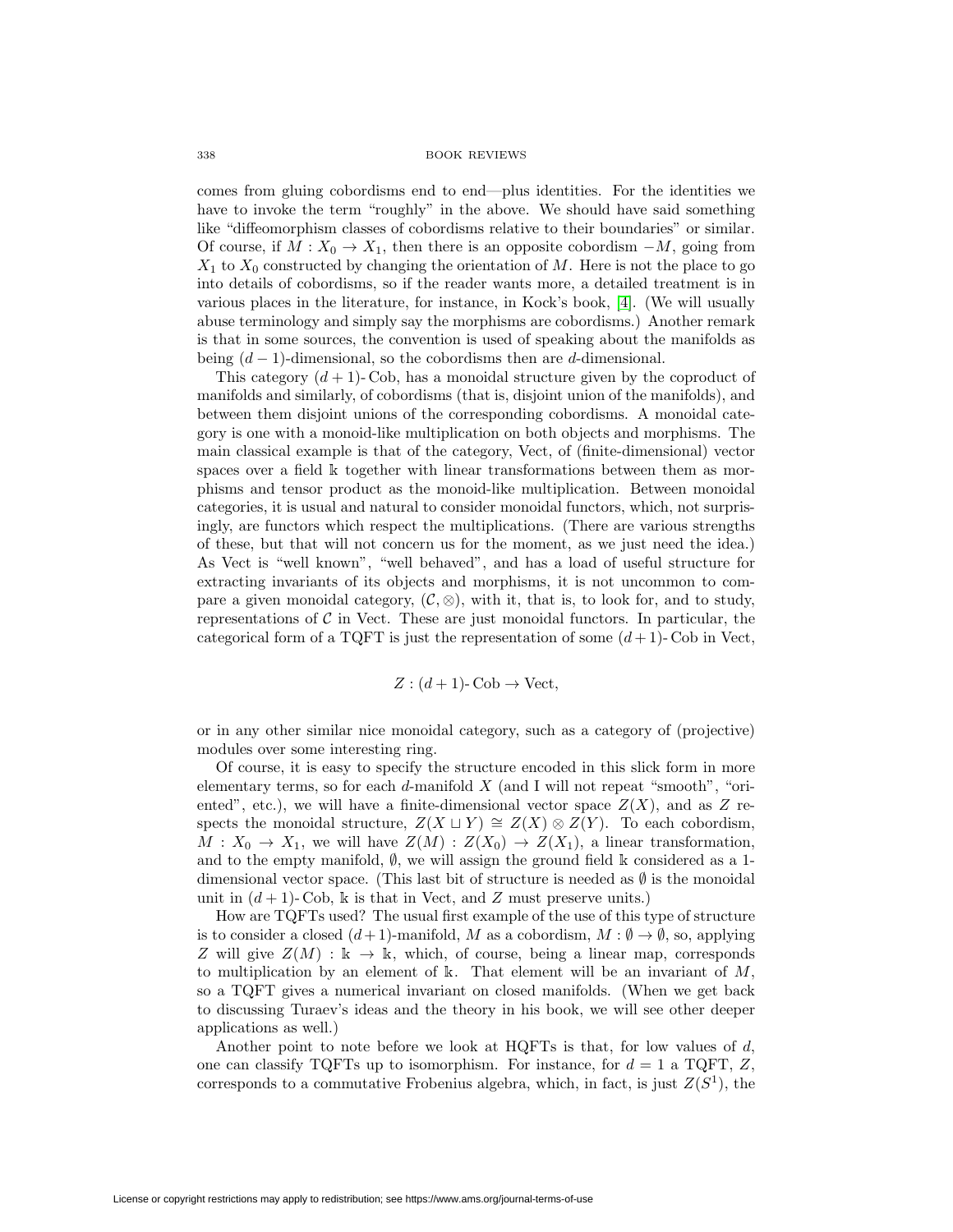comes from gluing cobordisms end to end—plus identities. For the identities we have to invoke the term "roughly" in the above. We should have said something like "diffeomorphism classes of cobordisms relative to their boundaries" or similar. Of course, if $M : X_0 \to X_1$, then there is an opposite cobordism $-M$, going from $X_1$ to $X_0$ constructed by changing the orientation of $M$. Here is not the place to go into details of cobordisms, so if the reader wants more, a detailed treatment is in various places in the literature, for instance, in Kock's book, [4]. (We will usually abuse terminology and simply say the morphisms are cobordisms.) Another remark is that in some sources, the convention is used of speaking about the manifolds as being $(d-1)$-dimensional, so the cobordisms then are $d$-dimensional.

This category $(d+1)$-Cob, has a monoidal structure given by the coproduct of manifolds and similarly, of cobordisms (that is, disjoint union of the manifolds), and between them disjoint unions of the corresponding cobordisms. A monoidal category is one with a monoid-like multiplication on both objects and morphisms. The main classical example is that of the category, Vect, of (finite-dimensional) vector spaces over a field $\Bbbk$ together with linear transformations between them as morphisms and tensor product as the monoid-like multiplication. Between monoidal categories, it is usual and natural to consider monoidal functors, which, not surprisingly, are functors which respect the multiplications. (There are various strengths of these, but that will not concern us for the moment, as we just need the idea.) As Vect is "well known", "well behaved", and has a load of useful structure for extracting invariants of its objects and morphisms, it is not uncommon to compare a given monoidal category, $(\mathcal{C}, \otimes)$, with it, that is, to look for, and to study, representations of $\mathcal{C}$ in Vect. These are just monoidal functors. In particular, the categorical form of a TQFT is just the representation of some $(d+1)$-Cob in Vect,

$$Z : (d+1)\text{-}\mathrm{Cob} \to \mathrm{Vect},$$

or in any other similar nice monoidal category, such as a category of (projective) modules over some interesting ring.

Of course, it is easy to specify the structure encoded in this slick form in more elementary terms, so for each $d$-manifold $X$ (and I will not repeat "smooth", "oriented", etc.), we will have a finite-dimensional vector space $Z(X)$, and as $Z$ respects the monoidal structure, $Z(X \sqcup Y) \cong Z(X) \otimes Z(Y)$. To each cobordism, $M : X_0 \to X_1$, we will have $Z(M) : Z(X_0) \to Z(X_1)$, a linear transformation, and to the empty manifold, $\emptyset$, we will assign the ground field $\Bbbk$ considered as a 1-dimensional vector space. (This last bit of structure is needed as $\emptyset$ is the monoidal unit in $(d+1)$-Cob, $\Bbbk$ is that in Vect, and $Z$ must preserve units.)

How are TQFTs used? The usual first example of the use of this type of structure is to consider a closed $(d+1)$-manifold, $M$ as a cobordism, $M : \emptyset \to \emptyset$, so, applying $Z$ will give $Z(M) : \Bbbk \to \Bbbk$, which, of course, being a linear map, corresponds to multiplication by an element of $\Bbbk$. That element will be an invariant of $M$, so a TQFT gives a numerical invariant on closed manifolds. (When we get back to discussing Turaev's ideas and the theory in his book, we will see other deeper applications as well.)

Another point to note before we look at HQFTs is that, for low values of $d$, one can classify TQFTs up to isomorphism. For instance, for $d = 1$ a TQFT, $Z$, corresponds to a commutative Frobenius algebra, which, in fact, is just $Z(S^1)$, the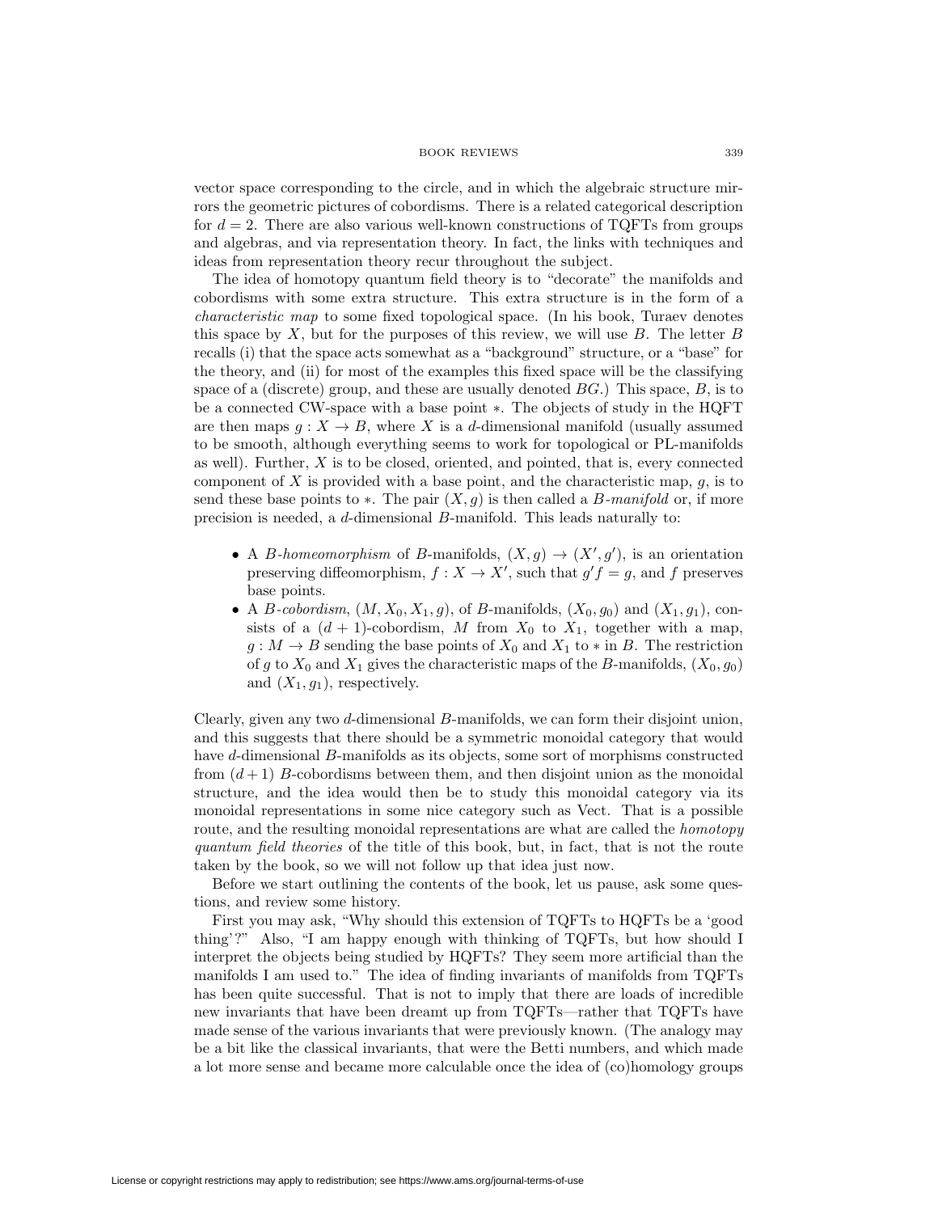vector space corresponding to the circle, and in which the algebraic structure mirrors the geometric pictures of cobordisms. There is a related categorical description for $d = 2$. There are also various well-known constructions of TQFTs from groups and algebras, and via representation theory. In fact, the links with techniques and ideas from representation theory recur throughout the subject.

The idea of homotopy quantum field theory is to "decorate" the manifolds and cobordisms with some extra structure. This extra structure is in the form of a *characteristic map* to some fixed topological space. (In his book, Turaev denotes this space by $X$, but for the purposes of this review, we will use $B$. The letter $B$ recalls (i) that the space acts somewhat as a "background" structure, or a "base" for the theory, and (ii) for most of the examples this fixed space will be the classifying space of a (discrete) group, and these are usually denoted $BG$.) This space, $B$, is to be a connected CW-space with a base point $*$. The objects of study in the HQFT are then maps $g : X \to B$, where $X$ is a $d$-dimensional manifold (usually assumed to be smooth, although everything seems to work for topological or PL-manifolds as well). Further, $X$ is to be closed, oriented, and pointed, that is, every connected component of $X$ is provided with a base point, and the characteristic map, $g$, is to send these base points to $*$. The pair $(X, g)$ is then called a *B-manifold* or, if more precision is needed, a $d$-dimensional $B$-manifold. This leads naturally to:

- A *B-homeomorphism* of $B$-manifolds, $(X, g) \to (X', g')$, is an orientation preserving diffeomorphism, $f : X \to X'$, such that $g'f = g$, and $f$ preserves base points.
- A *B-cobordism*, $(M, X_0, X_1, g)$, of $B$-manifolds, $(X_0, g_0)$ and $(X_1, g_1)$, consists of a $(d + 1)$-cobordism, $M$ from $X_0$ to $X_1$, together with a map, $g : M \to B$ sending the base points of $X_0$ and $X_1$ to $*$ in $B$. The restriction of $g$ to $X_0$ and $X_1$ gives the characteristic maps of the $B$-manifolds, $(X_0, g_0)$ and $(X_1, g_1)$, respectively.

Clearly, given any two $d$-dimensional $B$-manifolds, we can form their disjoint union, and this suggests that there should be a symmetric monoidal category that would have $d$-dimensional $B$-manifolds as its objects, some sort of morphisms constructed from $(d+1)$ $B$-cobordisms between them, and then disjoint union as the monoidal structure, and the idea would then be to study this monoidal category via its monoidal representations in some nice category such as Vect. That is a possible route, and the resulting monoidal representations are what are called the *homotopy quantum field theories* of the title of this book, but, in fact, that is not the route taken by the book, so we will not follow up that idea just now.

Before we start outlining the contents of the book, let us pause, ask some questions, and review some history.

First you may ask, "Why should this extension of TQFTs to HQFTs be a 'good thing'?" Also, "I am happy enough with thinking of TQFTs, but how should I interpret the objects being studied by HQFTs? They seem more artificial than the manifolds I am used to." The idea of finding invariants of manifolds from TQFTs has been quite successful. That is not to imply that there are loads of incredible new invariants that have been dreamt up from TQFTs—rather that TQFTs have made sense of the various invariants that were previously known. (The analogy may be a bit like the classical invariants, that were the Betti numbers, and which made a lot more sense and became more calculable once the idea of (co)homology groups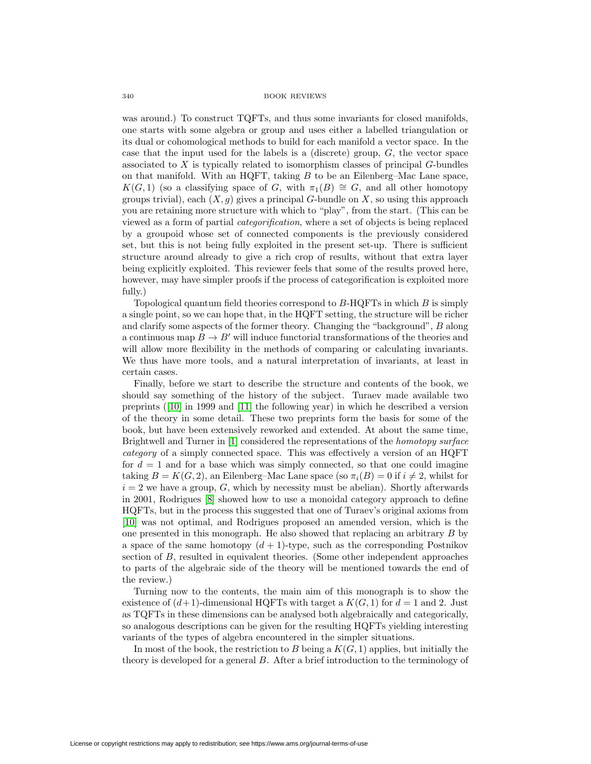was around.) To construct TQFTs, and thus some invariants for closed manifolds, one starts with some algebra or group and uses either a labelled triangulation or its dual or cohomological methods to build for each manifold a vector space. In the case that the input used for the labels is a (discrete) group, $G$, the vector space associated to $X$ is typically related to isomorphism classes of principal $G$-bundles on that manifold. With an HQFT, taking $B$ to be an Eilenberg–Mac Lane space, $K(G,1)$ (so a classifying space of $G$, with $\pi_1(B) \cong G$, and all other homotopy groups trivial), each $(X, g)$ gives a principal $G$-bundle on $X$, so using this approach you are retaining more structure with which to "play", from the start. (This can be viewed as a form of partial *categorification*, where a set of objects is being replaced by a groupoid whose set of connected components is the previously considered set, but this is not being fully exploited in the present set-up. There is sufficient structure around already to give a rich crop of results, without that extra layer being explicitly exploited. This reviewer feels that some of the results proved here, however, may have simpler proofs if the process of categorification is exploited more fully.)

Topological quantum field theories correspond to $B$-HQFTs in which $B$ is simply a single point, so we can hope that, in the HQFT setting, the structure will be richer and clarify some aspects of the former theory. Changing the "background", $B$ along a continuous map $B \to B'$ will induce functorial transformations of the theories and will allow more flexibility in the methods of comparing or calculating invariants. We thus have more tools, and a natural interpretation of invariants, at least in certain cases.

Finally, before we start to describe the structure and contents of the book, we should say something of the history of the subject. Turaev made available two preprints ([10] in 1999 and [11] the following year) in which he described a version of the theory in some detail. These two preprints form the basis for some of the book, but have been extensively reworked and extended. At about the same time, Brightwell and Turner in [1] considered the representations of the *homotopy surface category* of a simply connected space. This was effectively a version of an HQFT for $d = 1$ and for a base which was simply connected, so that one could imagine taking $B = K(G,2)$, an Eilenberg–Mac Lane space (so $\pi_i(B) = 0$ if $i \neq 2$, whilst for $i = 2$ we have a group, $G$, which by necessity must be abelian). Shortly afterwards in 2001, Rodrigues [8] showed how to use a monoidal category approach to define HQFTs, but in the process this suggested that one of Turaev's original axioms from [10] was not optimal, and Rodrigues proposed an amended version, which is the one presented in this monograph. He also showed that replacing an arbitrary $B$ by a space of the same homotopy $(d+1)$-type, such as the corresponding Postnikov section of $B$, resulted in equivalent theories. (Some other independent approaches to parts of the algebraic side of the theory will be mentioned towards the end of the review.)

Turning now to the contents, the main aim of this monograph is to show the existence of $(d+1)$-dimensional HQFTs with target a $K(G,1)$ for $d = 1$ and 2. Just as TQFTs in these dimensions can be analysed both algebraically and categorically, so analogous descriptions can be given for the resulting HQFTs yielding interesting variants of the types of algebra encountered in the simpler situations.

In most of the book, the restriction to $B$ being a $K(G,1)$ applies, but initially the theory is developed for a general $B$. After a brief introduction to the terminology of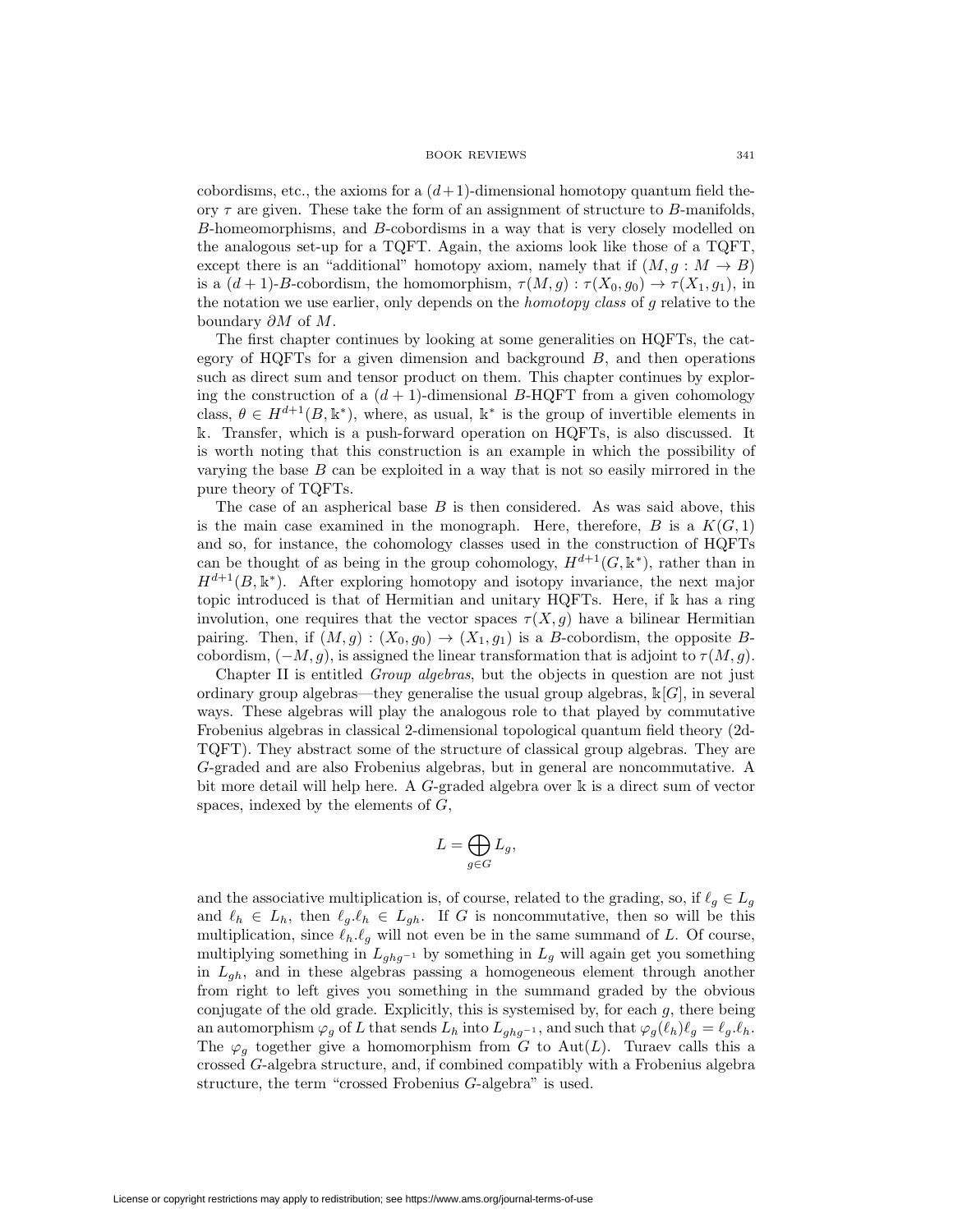cobordisms, etc., the axioms for a $(d+1)$-dimensional homotopy quantum field theory $\tau$ are given. These take the form of an assignment of structure to $B$-manifolds, $B$-homeomorphisms, and $B$-cobordisms in a way that is very closely modelled on the analogous set-up for a TQFT. Again, the axioms look like those of a TQFT, except there is an "additional" homotopy axiom, namely that if $(M, g : M \to B)$ is a $(d+1)$-$B$-cobordism, the homomorphism, $\tau(M, g) : \tau(X_0, g_0) \to \tau(X_1, g_1)$, in the notation we use earlier, only depends on the *homotopy class* of $g$ relative to the boundary $\partial M$ of $M$.

The first chapter continues by looking at some generalities on HQFTs, the category of HQFTs for a given dimension and background $B$, and then operations such as direct sum and tensor product on them. This chapter continues by exploring the construction of a $(d+1)$-dimensional $B$-HQFT from a given cohomology class, $\theta \in H^{d+1}(B, \mathbb{k}^*)$, where, as usual, $\mathbb{k}^*$ is the group of invertible elements in $\mathbb{k}$. Transfer, which is a push-forward operation on HQFTs, is also discussed. It is worth noting that this construction is an example in which the possibility of varying the base $B$ can be exploited in a way that is not so easily mirrored in the pure theory of TQFTs.

The case of an aspherical base $B$ is then considered. As was said above, this is the main case examined in the monograph. Here, therefore, $B$ is a $K(G, 1)$ and so, for instance, the cohomology classes used in the construction of HQFTs can be thought of as being in the group cohomology, $H^{d+1}(G, \mathbb{k}^*)$, rather than in $H^{d+1}(B, \mathbb{k}^*)$. After exploring homotopy and isotopy invariance, the next major topic introduced is that of Hermitian and unitary HQFTs. Here, if $\mathbb{k}$ has a ring involution, one requires that the vector spaces $\tau(X, g)$ have a bilinear Hermitian pairing. Then, if $(M, g) : (X_0, g_0) \to (X_1, g_1)$ is a $B$-cobordism, the opposite $B$-cobordism, $(-M, g)$, is assigned the linear transformation that is adjoint to $\tau(M, g)$.

Chapter II is entitled *Group algebras*, but the objects in question are not just ordinary group algebras—they generalise the usual group algebras, $\mathbb{k}[G]$, in several ways. These algebras will play the analogous role to that played by commutative Frobenius algebras in classical 2-dimensional topological quantum field theory (2d-TQFT). They abstract some of the structure of classical group algebras. They are $G$-graded and are also Frobenius algebras, but in general are noncommutative. A bit more detail will help here. A $G$-graded algebra over $\mathbb{k}$ is a direct sum of vector spaces, indexed by the elements of $G$,

$$L = \bigoplus_{g \in G} L_g,$$

and the associative multiplication is, of course, related to the grading, so, if $\ell_g \in L_g$ and $\ell_h \in L_h$, then $\ell_g.\ell_h \in L_{gh}$. If $G$ is noncommutative, then so will be this multiplication, since $\ell_h.\ell_g$ will not even be in the same summand of $L$. Of course, multiplying something in $L_{ghg^{-1}}$ by something in $L_g$ will again get you something in $L_{gh}$, and in these algebras passing a homogeneous element through another from right to left gives you something in the summand graded by the obvious conjugate of the old grade. Explicitly, this is systemised by, for each $g$, there being an automorphism $\varphi_g$ of $L$ that sends $L_h$ into $L_{ghg^{-1}}$, and such that $\varphi_g(\ell_h)\ell_g = \ell_g.\ell_h$. The $\varphi_g$ together give a homomorphism from $G$ to $\mathrm{Aut}(L)$. Turaev calls this a crossed $G$-algebra structure, and, if combined compatibly with a Frobenius algebra structure, the term "crossed Frobenius $G$-algebra" is used.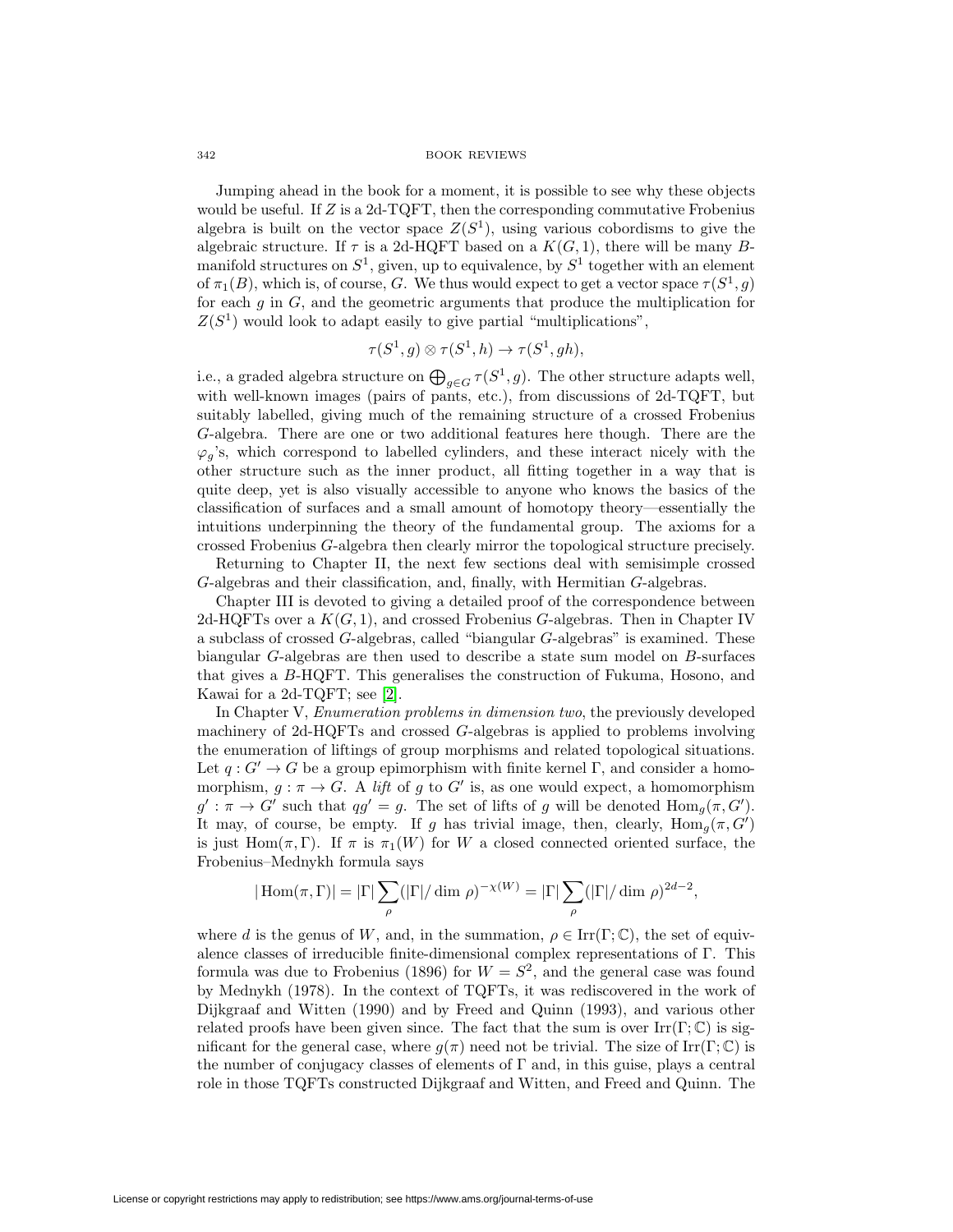Jumping ahead in the book for a moment, it is possible to see why these objects would be useful. If $Z$ is a 2d-TQFT, then the corresponding commutative Frobenius algebra is built on the vector space $Z(S^1)$, using various cobordisms to give the algebraic structure. If $\tau$ is a 2d-HQFT based on a $K(G,1)$, there will be many $B$-manifold structures on $S^1$, given, up to equivalence, by $S^1$ together with an element of $\pi_1(B)$, which is, of course, $G$. We thus would expect to get a vector space $\tau(S^1, g)$ for each $g$ in $G$, and the geometric arguments that produce the multiplication for $Z(S^1)$ would look to adapt easily to give partial "multiplications",

$$\tau(S^1, g) \otimes \tau(S^1, h) \to \tau(S^1, gh),$$

i.e., a graded algebra structure on $\bigoplus_{g \in G} \tau(S^1, g)$. The other structure adapts well, with well-known images (pairs of pants, etc.), from discussions of 2d-TQFT, but suitably labelled, giving much of the remaining structure of a crossed Frobenius $G$-algebra. There are one or two additional features here though. There are the $\varphi_g$'s, which correspond to labelled cylinders, and these interact nicely with the other structure such as the inner product, all fitting together in a way that is quite deep, yet is also visually accessible to anyone who knows the basics of the classification of surfaces and a small amount of homotopy theory—essentially the intuitions underpinning the theory of the fundamental group. The axioms for a crossed Frobenius $G$-algebra then clearly mirror the topological structure precisely.

Returning to Chapter II, the next few sections deal with semisimple crossed $G$-algebras and their classification, and, finally, with Hermitian $G$-algebras.

Chapter III is devoted to giving a detailed proof of the correspondence between 2d-HQFTs over a $K(G,1)$, and crossed Frobenius $G$-algebras. Then in Chapter IV a subclass of crossed $G$-algebras, called "biangular $G$-algebras" is examined. These biangular $G$-algebras are then used to describe a state sum model on $B$-surfaces that gives a $B$-HQFT. This generalises the construction of Fukuma, Hosono, and Kawai for a 2d-TQFT; see [2].

In Chapter V, *Enumeration problems in dimension two*, the previously developed machinery of 2d-HQFTs and crossed $G$-algebras is applied to problems involving the enumeration of liftings of group morphisms and related topological situations. Let $q : G' \to G$ be a group epimorphism with finite kernel $\Gamma$, and consider a homomorphism, $g : \pi \to G$. A *lift* of $g$ to $G'$ is, as one would expect, a homomorphism $g' : \pi \to G'$ such that $qg' = g$. The set of lifts of $g$ will be denoted $\mathrm{Hom}_g(\pi, G')$. It may, of course, be empty. If $g$ has trivial image, then, clearly, $\mathrm{Hom}_g(\pi, G')$ is just $\mathrm{Hom}(\pi, \Gamma)$. If $\pi$ is $\pi_1(W)$ for $W$ a closed connected oriented surface, the Frobenius–Mednykh formula says

$$|\operatorname{Hom}(\pi, \Gamma)| = |\Gamma| \sum_{\rho} (|\Gamma| / \dim \rho)^{-\chi(W)} = |\Gamma| \sum_{\rho} (|\Gamma| / \dim \rho)^{2d-2},$$

where $d$ is the genus of $W$, and, in the summation, $\rho \in \mathrm{Irr}(\Gamma; \mathbb{C})$, the set of equivalence classes of irreducible finite-dimensional complex representations of $\Gamma$. This formula was due to Frobenius (1896) for $W = S^2$, and the general case was found by Mednykh (1978). In the context of TQFTs, it was rediscovered in the work of Dijkgraaf and Witten (1990) and by Freed and Quinn (1993), and various other related proofs have been given since. The fact that the sum is over $\mathrm{Irr}(\Gamma; \mathbb{C})$ is significant for the general case, where $g(\pi)$ need not be trivial. The size of $\mathrm{Irr}(\Gamma; \mathbb{C})$ is the number of conjugacy classes of elements of $\Gamma$ and, in this guise, plays a central role in those TQFTs constructed Dijkgraaf and Witten, and Freed and Quinn. The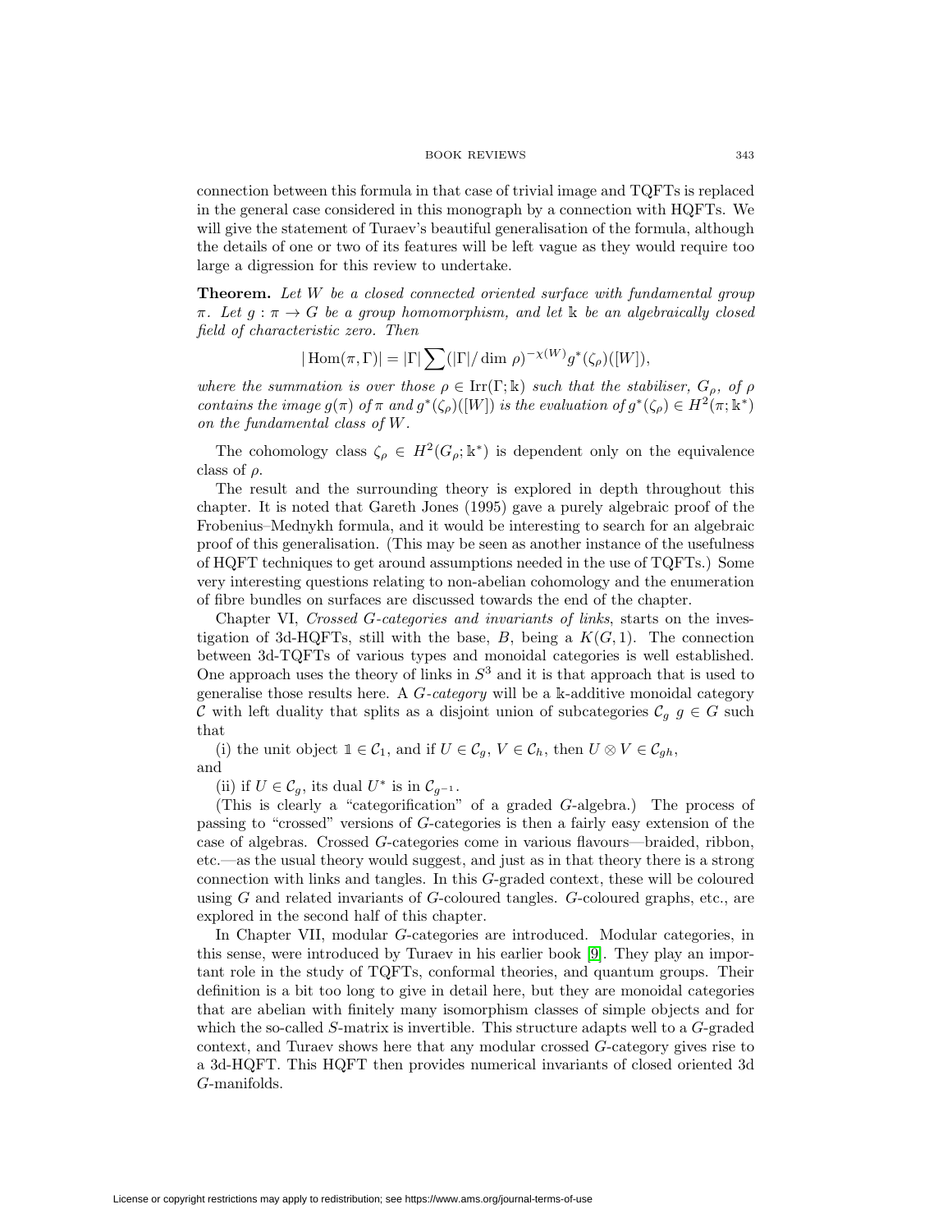connection between this formula in that case of trivial image and TQFTs is replaced in the general case considered in this monograph by a connection with HQFTs. We will give the statement of Turaev's beautiful generalisation of the formula, although the details of one or two of its features will be left vague as they would require too large a digression for this review to undertake.

**Theorem.** *Let $W$ be a closed connected oriented surface with fundamental group $\pi$. Let $g : \pi \to G$ be a group homomorphism, and let $\Bbbk$ be an algebraically closed field of characteristic zero. Then*

$$|\operatorname{Hom}(\pi, \Gamma)| = |\Gamma| \sum (|\Gamma| / \dim \rho)^{-\chi(W)} g^*(\zeta_\rho)([W]),$$

*where the summation is over those $\rho \in \operatorname{Irr}(\Gamma; \Bbbk)$ such that the stabiliser, $G_\rho$, of $\rho$ contains the image $g(\pi)$ of $\pi$ and $g^*(\zeta_\rho)([W])$ is the evaluation of $g^*(\zeta_\rho) \in H^2(\pi; \Bbbk^*)$ on the fundamental class of $W$.*

The cohomology class $\zeta_\rho \in H^2(G_\rho; \Bbbk^*)$ is dependent only on the equivalence class of $\rho$.

The result and the surrounding theory is explored in depth throughout this chapter. It is noted that Gareth Jones (1995) gave a purely algebraic proof of the Frobenius–Mednykh formula, and it would be interesting to search for an algebraic proof of this generalisation. (This may be seen as another instance of the usefulness of HQFT techniques to get around assumptions needed in the use of TQFTs.) Some very interesting questions relating to non-abelian cohomology and the enumeration of fibre bundles on surfaces are discussed towards the end of the chapter.

Chapter VI, *Crossed G-categories and invariants of links*, starts on the investigation of 3d-HQFTs, still with the base, $B$, being a $K(G, 1)$. The connection between 3d-TQFTs of various types and monoidal categories is well established. One approach uses the theory of links in $S^3$ and it is that approach that is used to generalise those results here. A *$G$-category* will be a $\Bbbk$-additive monoidal category $\mathcal{C}$ with left duality that splits as a disjoint union of subcategories $\mathcal{C}_g$ $g \in G$ such that

(i) the unit object $\mathbb{1} \in \mathcal{C}_1$, and if $U \in \mathcal{C}_g$, $V \in \mathcal{C}_h$, then $U \otimes V \in \mathcal{C}_{gh}$,
and

(ii) if $U \in \mathcal{C}_g$, its dual $U^*$ is in $\mathcal{C}_{g^{-1}}$.

(This is clearly a "categorification" of a graded $G$-algebra.) The process of passing to "crossed" versions of $G$-categories is then a fairly easy extension of the case of algebras. Crossed $G$-categories come in various flavours—braided, ribbon, etc.—as the usual theory would suggest, and just as in that theory there is a strong connection with links and tangles. In this $G$-graded context, these will be coloured using $G$ and related invariants of $G$-coloured tangles. $G$-coloured graphs, etc., are explored in the second half of this chapter.

In Chapter VII, modular $G$-categories are introduced. Modular categories, in this sense, were introduced by Turaev in his earlier book [9]. They play an important role in the study of TQFTs, conformal theories, and quantum groups. Their definition is a bit too long to give in detail here, but they are monoidal categories that are abelian with finitely many isomorphism classes of simple objects and for which the so-called $S$-matrix is invertible. This structure adapts well to a $G$-graded context, and Turaev shows here that any modular crossed $G$-category gives rise to a 3d-HQFT. This HQFT then provides numerical invariants of closed oriented 3d $G$-manifolds.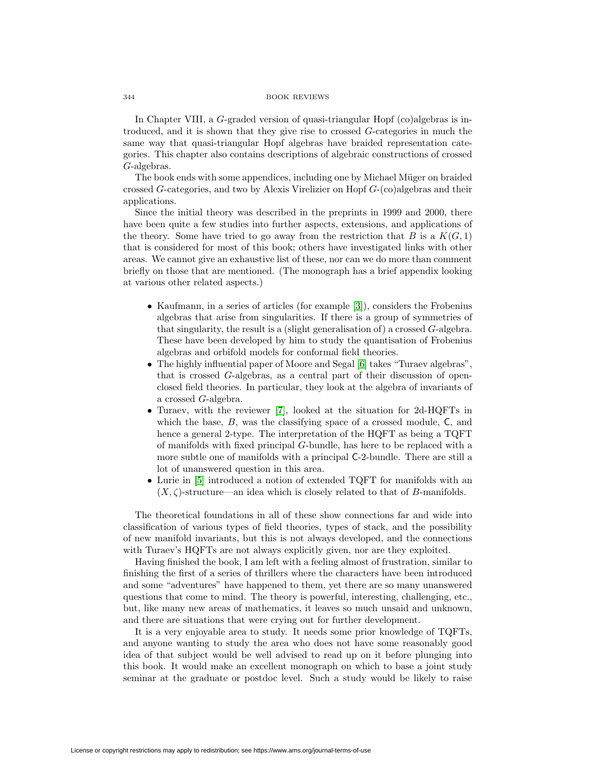In Chapter VIII, a $G$-graded version of quasi-triangular Hopf (co)algebras is introduced, and it is shown that they give rise to crossed $G$-categories in much the same way that quasi-triangular Hopf algebras have braided representation categories. This chapter also contains descriptions of algebraic constructions of crossed $G$-algebras.

The book ends with some appendices, including one by Michael Müger on braided crossed $G$-categories, and two by Alexis Virelizier on Hopf $G$-(co)algebras and their applications.

Since the initial theory was described in the preprints in 1999 and 2000, there have been quite a few studies into further aspects, extensions, and applications of the theory. Some have tried to go away from the restriction that $B$ is a $K(G, 1)$ that is considered for most of this book; others have investigated links with other areas. We cannot give an exhaustive list of these, nor can we do more than comment briefly on those that are mentioned. (The monograph has a brief appendix looking at various other related aspects.)

- Kaufmann, in a series of articles (for example [3]), considers the Frobenius algebras that arise from singularities. If there is a group of symmetries of that singularity, the result is a (slight generalisation of) a crossed $G$-algebra. These have been developed by him to study the quantisation of Frobenius algebras and orbifold models for conformal field theories.
- The highly influential paper of Moore and Segal [6] takes "Turaev algebras", that is crossed $G$-algebras, as a central part of their discussion of open-closed field theories. In particular, they look at the algebra of invariants of a crossed $G$-algebra.
- Turaev, with the reviewer [7], looked at the situation for 2d-HQFTs in which the base, $B$, was the classifying space of a crossed module, $\mathsf{C}$, and hence a general 2-type. The interpretation of the HQFT as being a TQFT of manifolds with fixed principal $G$-bundle, has here to be replaced with a more subtle one of manifolds with a principal $\mathsf{C}$-2-bundle. There are still a lot of unanswered question in this area.
- Lurie in [5] introduced a notion of extended TQFT for manifolds with an $(X, \zeta)$-structure—an idea which is closely related to that of $B$-manifolds.

The theoretical foundations in all of these show connections far and wide into classification of various types of field theories, types of stack, and the possibility of new manifold invariants, but this is not always developed, and the connections with Turaev's HQFTs are not always explicitly given, nor are they exploited.

Having finished the book, I am left with a feeling almost of frustration, similar to finishing the first of a series of thrillers where the characters have been introduced and some "adventures" have happened to them, yet there are so many unanswered questions that come to mind. The theory is powerful, interesting, challenging, etc., but, like many new areas of mathematics, it leaves so much unsaid and unknown, and there are situations that were crying out for further development.

It is a very enjoyable area to study. It needs some prior knowledge of TQFTs, and anyone wanting to study the area who does not have some reasonably good idea of that subject would be well advised to read up on it before plunging into this book. It would make an excellent monograph on which to base a joint study seminar at the graduate or postdoc level. Such a study would be likely to raise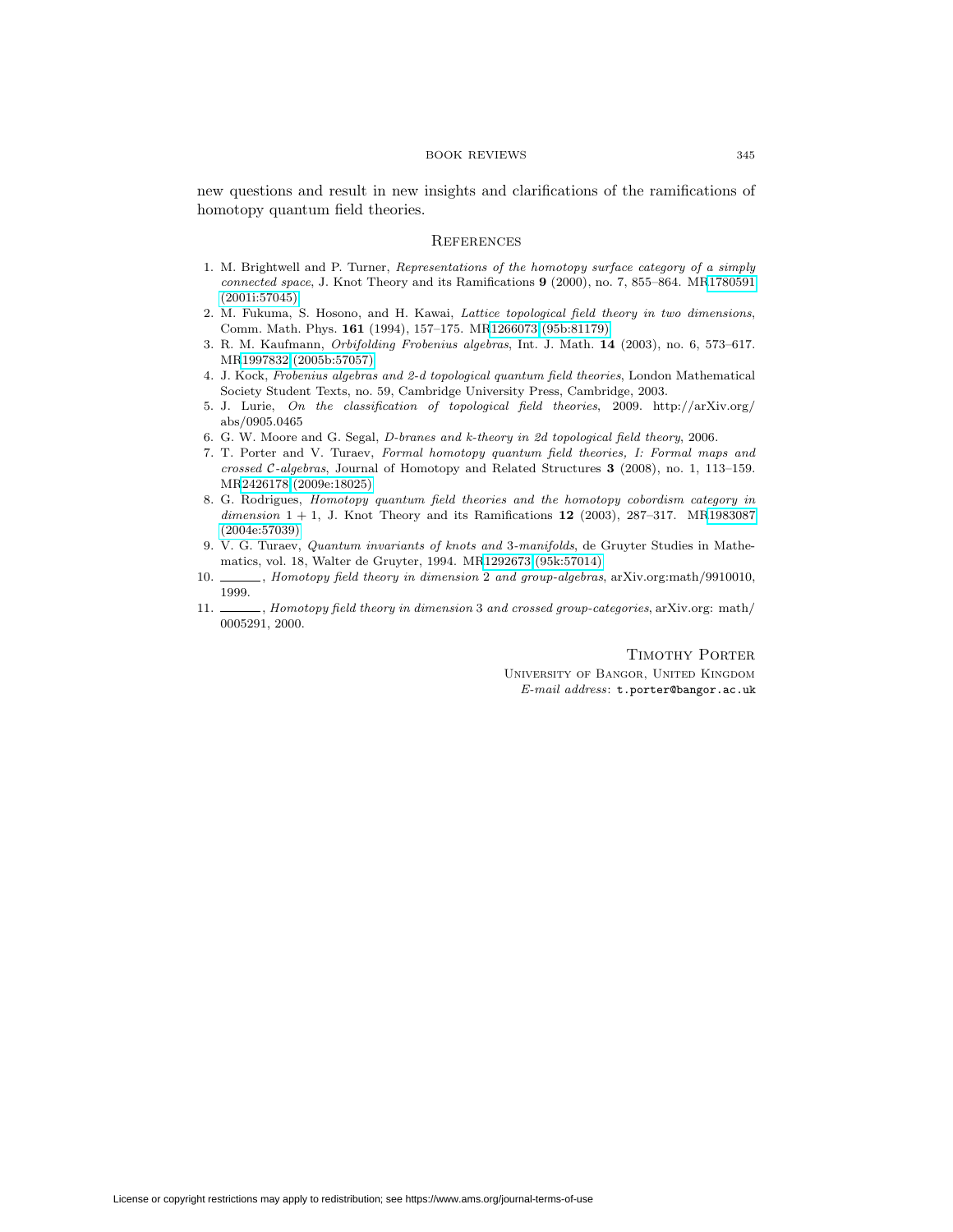new questions and result in new insights and clarifications of the ramifications of homotopy quantum field theories.

## References

1. M. Brightwell and P. Turner, *Representations of the homotopy surface category of a simply connected space*, J. Knot Theory and its Ramifications **9** (2000), no. 7, 855–864. MR1780591 (2001i:57045)
2. M. Fukuma, S. Hosono, and H. Kawai, *Lattice topological field theory in two dimensions*, Comm. Math. Phys. **161** (1994), 157–175. MR1266073 (95b:81179)
3. R. M. Kaufmann, *Orbifolding Frobenius algebras*, Int. J. Math. **14** (2003), no. 6, 573–617. MR1997832 (2005b:57057)
4. J. Kock, *Frobenius algebras and 2-d topological quantum field theories*, London Mathematical Society Student Texts, no. 59, Cambridge University Press, Cambridge, 2003.
5. J. Lurie, *On the classification of topological field theories*, 2009. http://arXiv.org/abs/0905.0465
6. G. W. Moore and G. Segal, *D-branes and k-theory in 2d topological field theory*, 2006.
7. T. Porter and V. Turaev, *Formal homotopy quantum field theories, I: Formal maps and crossed $\mathcal{C}$-algebras*, Journal of Homotopy and Related Structures **3** (2008), no. 1, 113–159. MR2426178 (2009e:18025)
8. G. Rodrigues, *Homotopy quantum field theories and the homotopy cobordism category in dimension* $1+1$, J. Knot Theory and its Ramifications **12** (2003), 287–317. MR1983087 (2004e:57039)
9. V. G. Turaev, *Quantum invariants of knots and* 3*-manifolds*, de Gruyter Studies in Mathematics, vol. 18, Walter de Gruyter, 1994. MR1292673 (95k:57014)
10. ______, *Homotopy field theory in dimension* 2 *and group-algebras*, arXiv.org:math/9910010, 1999.
11. ______, *Homotopy field theory in dimension* 3 *and crossed group-categories*, arXiv.org: math/0005291, 2000.

Timothy Porter
University of Bangor, United Kingdom
*E-mail address*: t.porter@bangor.ac.uk